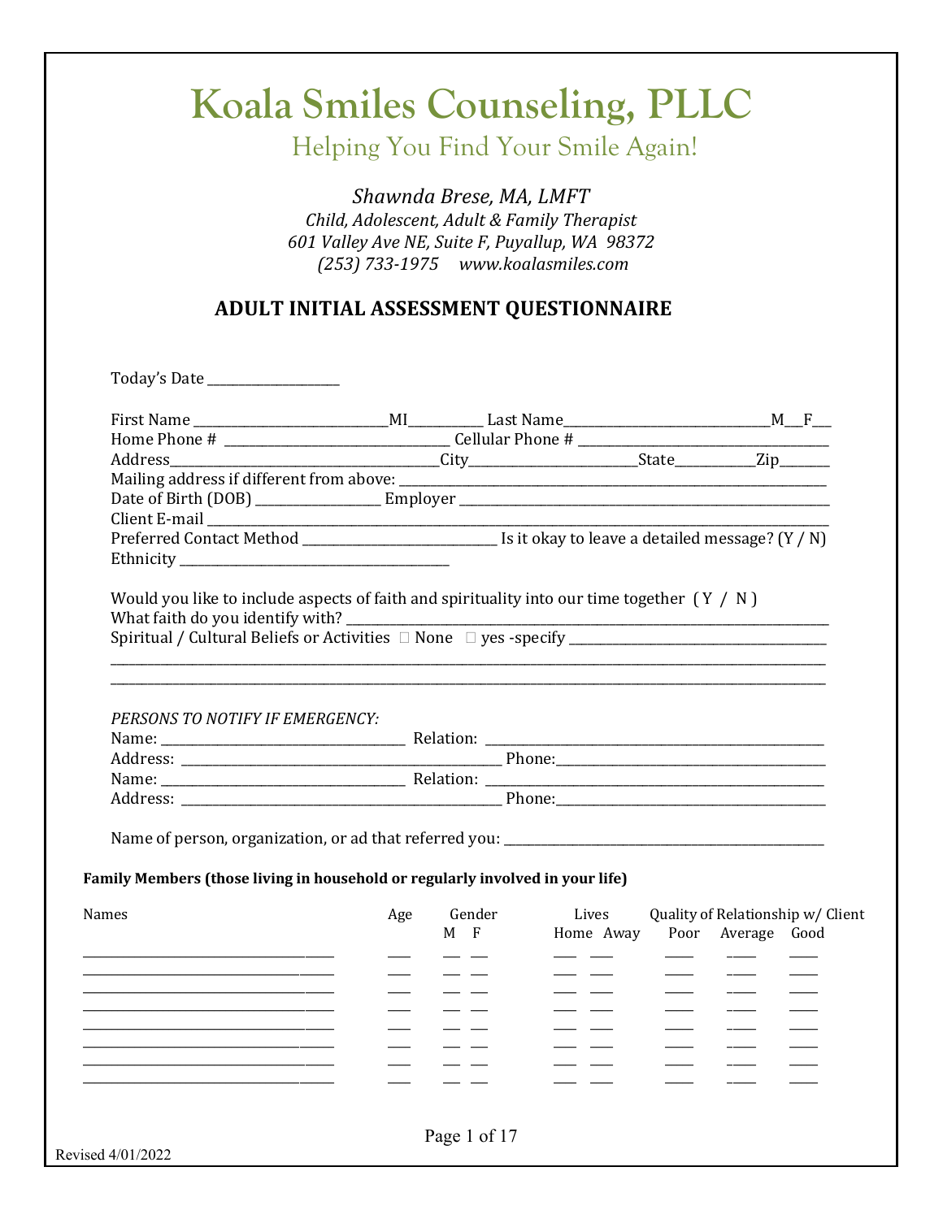# Koala Smiles Counseling, PLLC

Helping You Find Your Smile Again!

*Shawnda Brese, MA, LMFT*
*Child, Adolescent, Adult & Family Therapist*
*601 Valley Ave NE, Suite F, Puyallup, WA 98372*
*(253) 733-1975 www.koalasmiles.com*

## ADULT INITIAL ASSESSMENT QUESTIONNAIRE

Today's Date ___________________

First Name ____________________________MI__________ Last Name______________________________M__F___
Home Phone # _________________________________ Cellular Phone # ____________________________________
Address________________________________________City________________________State___________Zip_______
Mailing address if different from above: ___________________________________________________________________
Date of Birth (DOB) _________________ Employer ______________________________________________________
Client E-mail __________________________________________________________________________________________
Preferred Contact Method _____________________________ Is it okay to leave a detailed message? (Y / N)
Ethnicity _________________________________________

Would you like to include aspects of faith and spirituality into our time together ( Y / N )
What faith do you identify with? _______________________________________________________________________
Spiritual / Cultural Beliefs or Activities ☐ None ☐ yes -specify _______________________________________
___________________________________________________________________________________________________________
___________________________________________________________________________________________________________

*PERSONS TO NOTIFY IF EMERGENCY:*
Name: ___________________________________ Relation: ___________________________________________________
Address: _______________________________________________ Phone:________________________________________
Name: ___________________________________ Relation: ___________________________________________________
Address: _______________________________________________ Phone:________________________________________

Name of person, organization, or ad that referred you: ______________________________________________

**Family Members (those living in household or regularly involved in your life)**

| Names | Age | Gender M | Gender F | Lives Home | Lives Away | Quality of Relationship w/ Client: Poor | Average | Good |
|---|---|---|---|---|---|---|---|---|
| | | | | | | | | |
| | | | | | | | | |
| | | | | | | | | |
| | | | | | | | | |
| | | | | | | | | |
| | | | | | | | | |
| | | | | | | | | |
| | | | | | | | | |

Revised 4/01/2022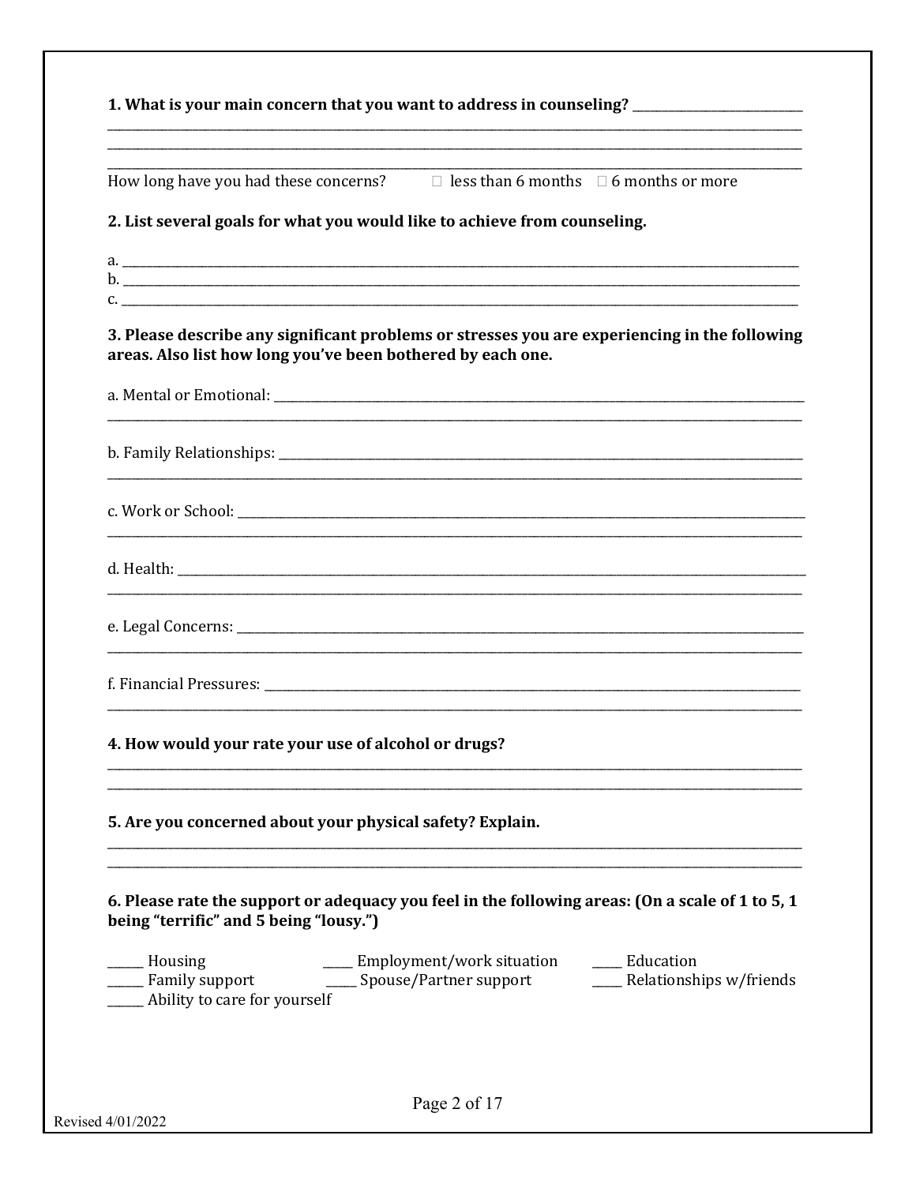**1. What is your main concern that you want to address in counseling?** ____________________________
________________________________________________________________________________________________
________________________________________________________________________________________________
________________________________________________________________________________________________

How long have you had these concerns? ☐ less than 6 months ☐ 6 months or more

**2. List several goals for what you would like to achieve from counseling.**

a. ______________________________________________________________________________________________
b. ______________________________________________________________________________________________
c. ______________________________________________________________________________________________

**3. Please describe any significant problems or stresses you are experiencing in the following areas. Also list how long you've been bothered by each one.**

a. Mental or Emotional: ___________________________________________________________________________
________________________________________________________________________________________________

b. Family Relationships: __________________________________________________________________________
________________________________________________________________________________________________

c. Work or School: _______________________________________________________________________________
________________________________________________________________________________________________

d. Health: ______________________________________________________________________________________
________________________________________________________________________________________________

e. Legal Concerns: _______________________________________________________________________________
________________________________________________________________________________________________

f. Financial Pressures: ____________________________________________________________________________
________________________________________________________________________________________________

**4. How would your rate your use of alcohol or drugs?**

________________________________________________________________________________________________
________________________________________________________________________________________________

**5. Are you concerned about your physical safety? Explain.**

________________________________________________________________________________________________
________________________________________________________________________________________________

**6. Please rate the support or adequacy you feel in the following areas: (On a scale of 1 to 5, 1 being "terrific" and 5 being "lousy.")**

_____ Housing
_____ Employment/work situation
_____ Education
_____ Family support
_____ Spouse/Partner support
_____ Relationships w/friends
_____ Ability to care for yourself

Revised 4/01/2022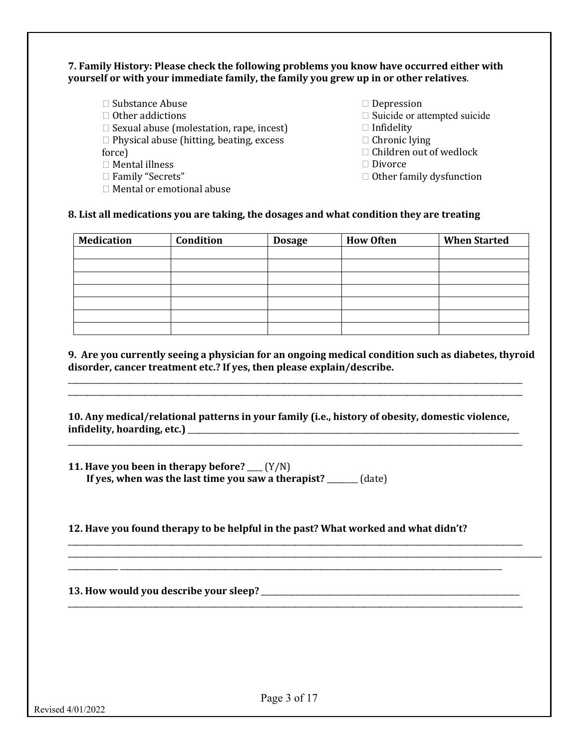**7. Family History: Please check the following problems you know have occurred either with yourself or with your immediate family, the family you grew up in or other relatives.**

- ☐ Substance Abuse
- ☐ Other addictions
- ☐ Sexual abuse (molestation, rape, incest)
- ☐ Physical abuse (hitting, beating, excess force)
- ☐ Mental illness
- ☐ Family "Secrets"
- ☐ Mental or emotional abuse
- ☐ Depression
- ☐ Suicide or attempted suicide
- ☐ Infidelity
- ☐ Chronic lying
- ☐ Children out of wedlock
- ☐ Divorce
- ☐ Other family dysfunction

**8. List all medications you are taking, the dosages and what condition they are treating**

| Medication | Condition | Dosage | How Often | When Started |
|---|---|---|---|---|
| | | | | |
| | | | | |
| | | | | |
| | | | | |
| | | | | |
| | | | | |
| | | | | |

**9. Are you currently seeing a physician for an ongoing medical condition such as diabetes, thyroid disorder, cancer treatment etc.? If yes, then please explain/describe.**

______________________________________________________________________________

______________________________________________________________________________

**10. Any medical/relational patterns in your family (i.e., history of obesity, domestic violence, infidelity, hoarding, etc.)** ______________________________________________

______________________________________________________________________________

**11. Have you been in therapy before?** ____ (Y/N)
**If yes, when was the last time you saw a therapist?** ________ (date)

**12. Have you found therapy to be helpful in the past? What worked and what didn't?**

______________________________________________________________________________

______________________________________________________________________________

______________________________________________________________________________

**13. How would you describe your sleep?** ____________________________________________

______________________________________________________________________________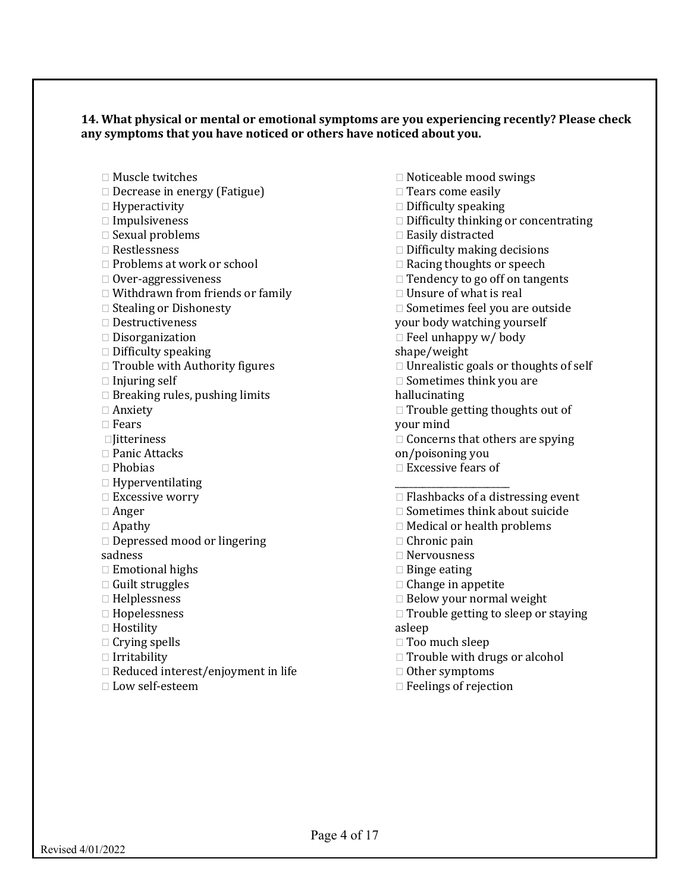**14. What physical or mental or emotional symptoms are you experiencing recently? Please check any symptoms that you have noticed or others have noticed about you.**

- ☐ Muscle twitches
- ☐ Decrease in energy (Fatigue)
- ☐ Hyperactivity
- ☐ Impulsiveness
- ☐ Sexual problems
- ☐ Restlessness
- ☐ Problems at work or school
- ☐ Over-aggressiveness
- ☐ Withdrawn from friends or family
- ☐ Stealing or Dishonesty
- ☐ Destructiveness
- ☐ Disorganization
- ☐ Difficulty speaking
- ☐ Trouble with Authority figures
- ☐ Injuring self
- ☐ Breaking rules, pushing limits
- ☐ Anxiety
- ☐ Fears
- ☐ Jitteriness
- ☐ Panic Attacks
- ☐ Phobias
- ☐ Hyperventilating
- ☐ Excessive worry
- ☐ Anger
- ☐ Apathy
- ☐ Depressed mood or lingering sadness
- ☐ Emotional highs
- ☐ Guilt struggles
- ☐ Helplessness
- ☐ Hopelessness
- ☐ Hostility
- ☐ Crying spells
- ☐ Irritability
- ☐ Reduced interest/enjoyment in life
- ☐ Low self-esteem
- ☐ Noticeable mood swings
- ☐ Tears come easily
- ☐ Difficulty speaking
- ☐ Difficulty thinking or concentrating
- ☐ Easily distracted
- ☐ Difficulty making decisions
- ☐ Racing thoughts or speech
- ☐ Tendency to go off on tangents
- ☐ Unsure of what is real
- ☐ Sometimes feel you are outside your body watching yourself
- ☐ Feel unhappy w/ body shape/weight
- ☐ Unrealistic goals or thoughts of self
- ☐ Sometimes think you are hallucinating
- ☐ Trouble getting thoughts out of your mind
- ☐ Concerns that others are spying on/poisoning you
- ☐ Excessive fears of ______________________
- ☐ Flashbacks of a distressing event
- ☐ Sometimes think about suicide
- ☐ Medical or health problems
- ☐ Chronic pain
- ☐ Nervousness
- ☐ Binge eating
- ☐ Change in appetite
- ☐ Below your normal weight
- ☐ Trouble getting to sleep or staying asleep
- ☐ Too much sleep
- ☐ Trouble with drugs or alcohol
- ☐ Other symptoms
- ☐ Feelings of rejection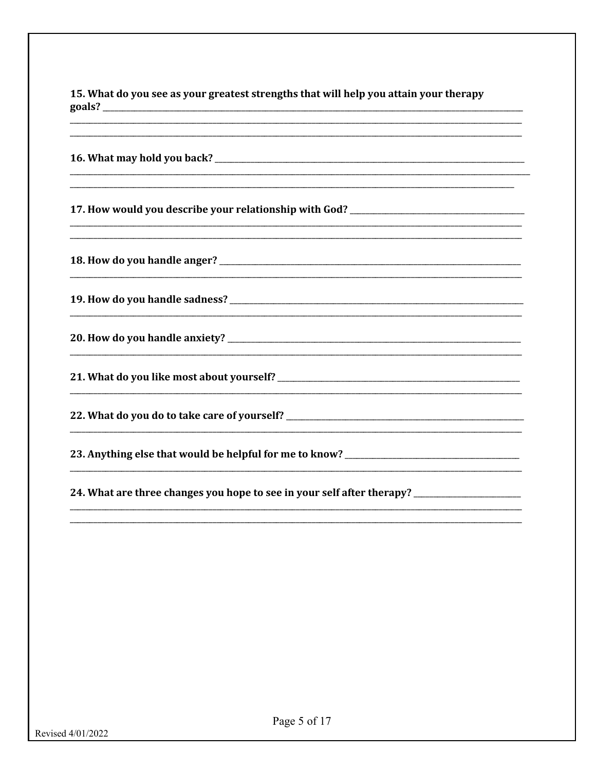**15. What do you see as your greatest strengths that will help you attain your therapy goals?** ______________________________________________________________________________________________

______________________________________________________________________________________________

______________________________________________________________________________________________

**16. What may hold you back?** ______________________________________________________________________________________________

______________________________________________________________________________________________

______________________________________________________________________________________________

**17. How would you describe your relationship with God?** ______________________________________________________________________________________________

______________________________________________________________________________________________

______________________________________________________________________________________________

**18. How do you handle anger?** ______________________________________________________________________________________________

______________________________________________________________________________________________

**19. How do you handle sadness?** ______________________________________________________________________________________________

______________________________________________________________________________________________

**20. How do you handle anxiety?** ______________________________________________________________________________________________

______________________________________________________________________________________________

**21. What do you like most about yourself?** ______________________________________________________________________________________________

______________________________________________________________________________________________

**22. What do you do to take care of yourself?** ______________________________________________________________________________________________

______________________________________________________________________________________________

**23. Anything else that would be helpful for me to know?** ______________________________________________________________________________________________

______________________________________________________________________________________________

**24. What are three changes you hope to see in your self after therapy?** ______________________________________________________________________________________________

______________________________________________________________________________________________

______________________________________________________________________________________________

Revised 4/01/2022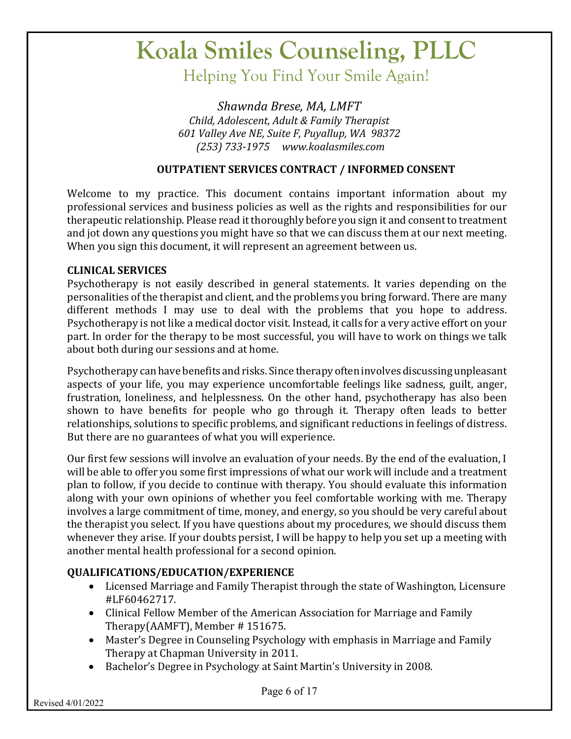# Koala Smiles Counseling, PLLC

Helping You Find Your Smile Again!

*Shawnda Brese, MA, LMFT*
*Child, Adolescent, Adult & Family Therapist*
*601 Valley Ave NE, Suite F, Puyallup, WA 98372*
*(253) 733-1975 www.koalasmiles.com*

**OUTPATIENT SERVICES CONTRACT / INFORMED CONSENT**

Welcome to my practice. This document contains important information about my professional services and business policies as well as the rights and responsibilities for our therapeutic relationship. Please read it thoroughly before you sign it and consent to treatment and jot down any questions you might have so that we can discuss them at our next meeting. When you sign this document, it will represent an agreement between us.

**CLINICAL SERVICES**

Psychotherapy is not easily described in general statements. It varies depending on the personalities of the therapist and client, and the problems you bring forward. There are many different methods I may use to deal with the problems that you hope to address. Psychotherapy is not like a medical doctor visit. Instead, it calls for a very active effort on your part. In order for the therapy to be most successful, you will have to work on things we talk about both during our sessions and at home.

Psychotherapy can have benefits and risks. Since therapy often involves discussing unpleasant aspects of your life, you may experience uncomfortable feelings like sadness, guilt, anger, frustration, loneliness, and helplessness. On the other hand, psychotherapy has also been shown to have benefits for people who go through it. Therapy often leads to better relationships, solutions to specific problems, and significant reductions in feelings of distress. But there are no guarantees of what you will experience.

Our first few sessions will involve an evaluation of your needs. By the end of the evaluation, I will be able to offer you some first impressions of what our work will include and a treatment plan to follow, if you decide to continue with therapy. You should evaluate this information along with your own opinions of whether you feel comfortable working with me. Therapy involves a large commitment of time, money, and energy, so you should be very careful about the therapist you select. If you have questions about my procedures, we should discuss them whenever they arise. If your doubts persist, I will be happy to help you set up a meeting with another mental health professional for a second opinion.

**QUALIFICATIONS/EDUCATION/EXPERIENCE**

- Licensed Marriage and Family Therapist through the state of Washington, Licensure #LF60462717.
- Clinical Fellow Member of the American Association for Marriage and Family Therapy(AAMFT), Member # 151675.
- Master's Degree in Counseling Psychology with emphasis in Marriage and Family Therapy at Chapman University in 2011.
- Bachelor's Degree in Psychology at Saint Martin's University in 2008.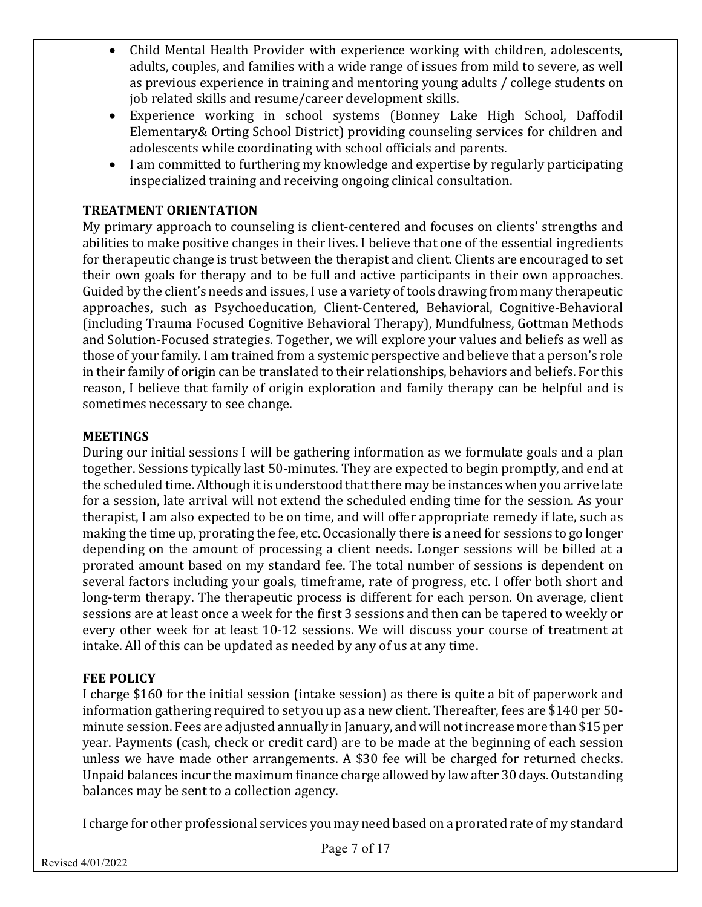- Child Mental Health Provider with experience working with children, adolescents, adults, couples, and families with a wide range of issues from mild to severe, as well as previous experience in training and mentoring young adults / college students on job related skills and resume/career development skills.
- Experience working in school systems (Bonney Lake High School, Daffodil Elementary& Orting School District) providing counseling services for children and adolescents while coordinating with school officials and parents.
- I am committed to furthering my knowledge and expertise by regularly participating inspecialized training and receiving ongoing clinical consultation.

**TREATMENT ORIENTATION**

My primary approach to counseling is client-centered and focuses on clients' strengths and abilities to make positive changes in their lives. I believe that one of the essential ingredients for therapeutic change is trust between the therapist and client. Clients are encouraged to set their own goals for therapy and to be full and active participants in their own approaches. Guided by the client's needs and issues, I use a variety of tools drawing from many therapeutic approaches, such as Psychoeducation, Client-Centered, Behavioral, Cognitive-Behavioral (including Trauma Focused Cognitive Behavioral Therapy), Mundfulness, Gottman Methods and Solution-Focused strategies. Together, we will explore your values and beliefs as well as those of your family. I am trained from a systemic perspective and believe that a person's role in their family of origin can be translated to their relationships, behaviors and beliefs. For this reason, I believe that family of origin exploration and family therapy can be helpful and is sometimes necessary to see change.

**MEETINGS**

During our initial sessions I will be gathering information as we formulate goals and a plan together. Sessions typically last 50-minutes. They are expected to begin promptly, and end at the scheduled time. Although it is understood that there may be instances when you arrive late for a session, late arrival will not extend the scheduled ending time for the session. As your therapist, I am also expected to be on time, and will offer appropriate remedy if late, such as making the time up, prorating the fee, etc. Occasionally there is a need for sessions to go longer depending on the amount of processing a client needs. Longer sessions will be billed at a prorated amount based on my standard fee. The total number of sessions is dependent on several factors including your goals, timeframe, rate of progress, etc. I offer both short and long-term therapy. The therapeutic process is different for each person. On average, client sessions are at least once a week for the first 3 sessions and then can be tapered to weekly or every other week for at least 10-12 sessions. We will discuss your course of treatment at intake. All of this can be updated as needed by any of us at any time.

**FEE POLICY**

I charge $160 for the initial session (intake session) as there is quite a bit of paperwork and information gathering required to set you up as a new client. Thereafter, fees are $140 per 50-minute session. Fees are adjusted annually in January, and will not increase more than $15 per year. Payments (cash, check or credit card) are to be made at the beginning of each session unless we have made other arrangements. A $30 fee will be charged for returned checks. Unpaid balances incur the maximum finance charge allowed by law after 30 days. Outstanding balances may be sent to a collection agency.

I charge for other professional services you may need based on a prorated rate of my standard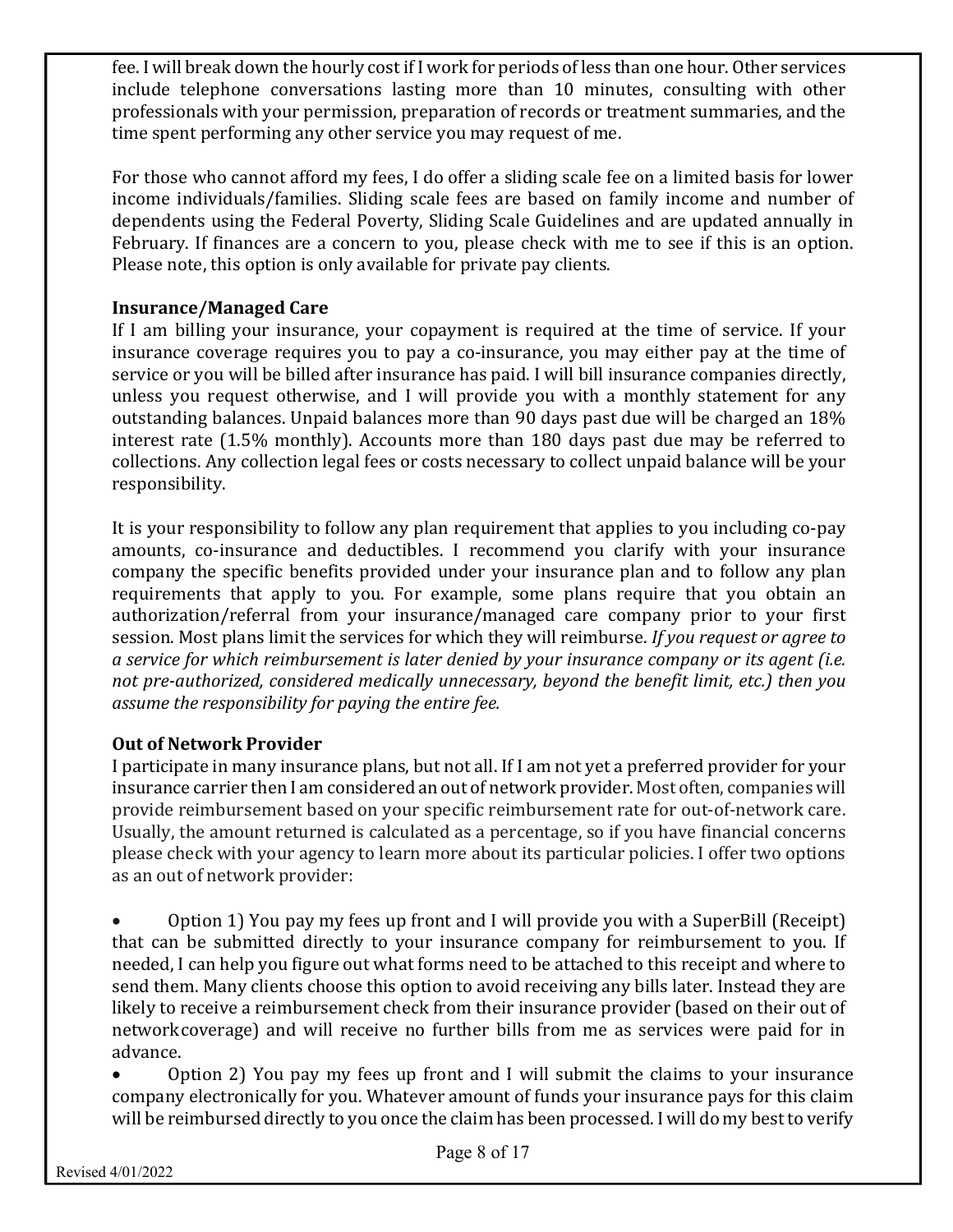fee. I will break down the hourly cost if I work for periods of less than one hour. Other services include telephone conversations lasting more than 10 minutes, consulting with other professionals with your permission, preparation of records or treatment summaries, and the time spent performing any other service you may request of me.

For those who cannot afford my fees, I do offer a sliding scale fee on a limited basis for lower income individuals/families. Sliding scale fees are based on family income and number of dependents using the Federal Poverty, Sliding Scale Guidelines and are updated annually in February. If finances are a concern to you, please check with me to see if this is an option. Please note, this option is only available for private pay clients.

**Insurance/Managed Care**

If I am billing your insurance, your copayment is required at the time of service. If your insurance coverage requires you to pay a co-insurance, you may either pay at the time of service or you will be billed after insurance has paid. I will bill insurance companies directly, unless you request otherwise, and I will provide you with a monthly statement for any outstanding balances. Unpaid balances more than 90 days past due will be charged an 18% interest rate (1.5% monthly). Accounts more than 180 days past due may be referred to collections. Any collection legal fees or costs necessary to collect unpaid balance will be your responsibility.

It is your responsibility to follow any plan requirement that applies to you including co-pay amounts, co-insurance and deductibles. I recommend you clarify with your insurance company the specific benefits provided under your insurance plan and to follow any plan requirements that apply to you. For example, some plans require that you obtain an authorization/referral from your insurance/managed care company prior to your first session. Most plans limit the services for which they will reimburse. *If you request or agree to a service for which reimbursement is later denied by your insurance company or its agent (i.e. not pre-authorized, considered medically unnecessary, beyond the benefit limit, etc.) then you assume the responsibility for paying the entire fee.*

**Out of Network Provider**

I participate in many insurance plans, but not all. If I am not yet a preferred provider for your insurance carrier then I am considered an out of network provider. Most often, companies will provide reimbursement based on your specific reimbursement rate for out-of-network care. Usually, the amount returned is calculated as a percentage, so if you have financial concerns please check with your agency to learn more about its particular policies. I offer two options as an out of network provider:

- Option 1) You pay my fees up front and I will provide you with a SuperBill (Receipt) that can be submitted directly to your insurance company for reimbursement to you. If needed, I can help you figure out what forms need to be attached to this receipt and where to send them. Many clients choose this option to avoid receiving any bills later. Instead they are likely to receive a reimbursement check from their insurance provider (based on their out of network coverage) and will receive no further bills from me as services were paid for in advance.
- Option 2) You pay my fees up front and I will submit the claims to your insurance company electronically for you. Whatever amount of funds your insurance pays for this claim will be reimbursed directly to you once the claim has been processed. I will do my best to verify

Revised 4/01/2022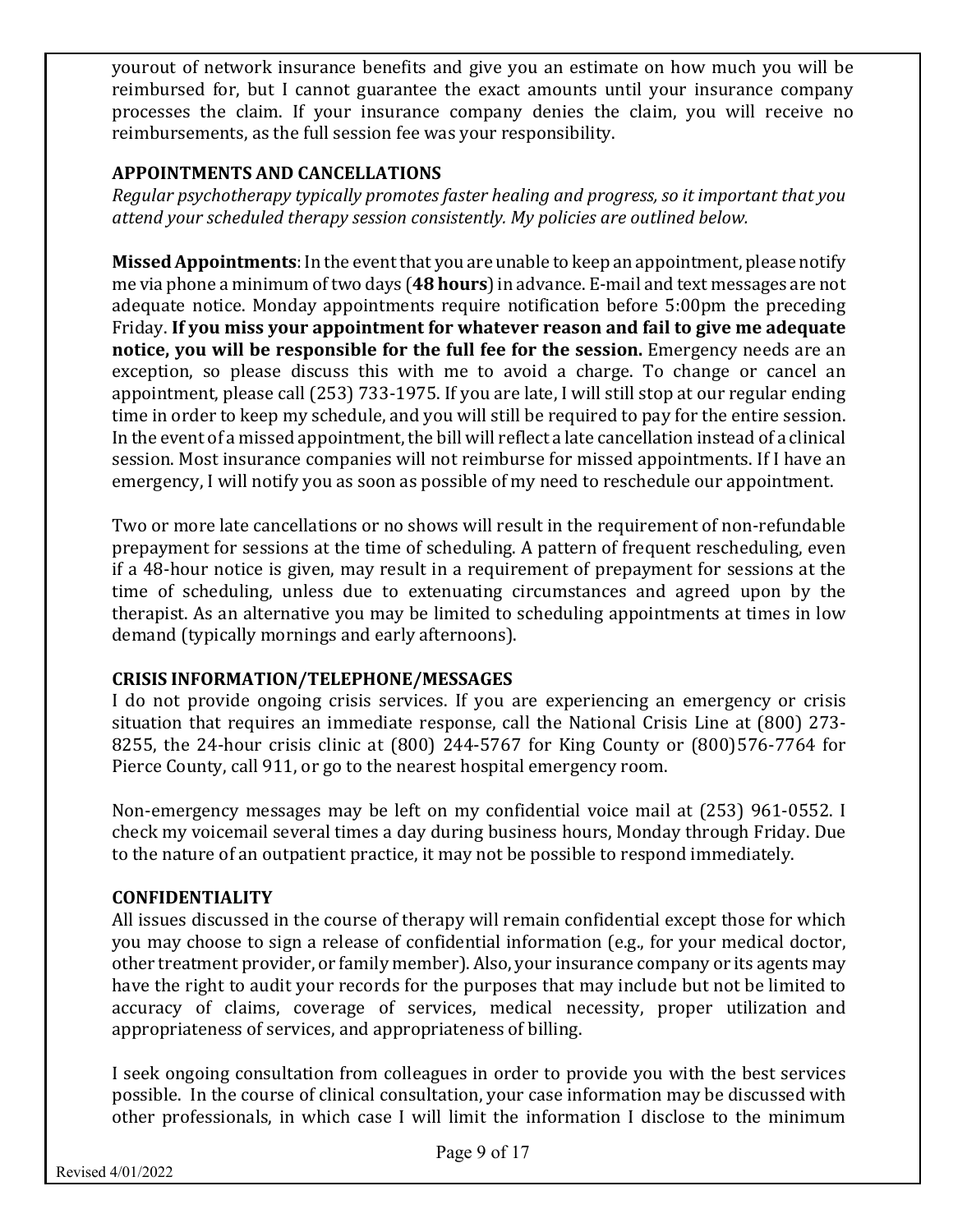yourout of network insurance benefits and give you an estimate on how much you will be reimbursed for, but I cannot guarantee the exact amounts until your insurance company processes the claim. If your insurance company denies the claim, you will receive no reimbursements, as the full session fee was your responsibility.

**APPOINTMENTS AND CANCELLATIONS**

*Regular psychotherapy typically promotes faster healing and progress, so it important that you attend your scheduled therapy session consistently. My policies are outlined below.*

**Missed Appointments**: In the event that you are unable to keep an appointment, please notify me via phone a minimum of two days (**48 hours**) in advance. E-mail and text messages are not adequate notice. Monday appointments require notification before 5:00pm the preceding Friday. **If you miss your appointment for whatever reason and fail to give me adequate notice, you will be responsible for the full fee for the session.** Emergency needs are an exception, so please discuss this with me to avoid a charge. To change or cancel an appointment, please call (253) 733-1975. If you are late, I will still stop at our regular ending time in order to keep my schedule, and you will still be required to pay for the entire session. In the event of a missed appointment, the bill will reflect a late cancellation instead of a clinical session. Most insurance companies will not reimburse for missed appointments. If I have an emergency, I will notify you as soon as possible of my need to reschedule our appointment.

Two or more late cancellations or no shows will result in the requirement of non-refundable prepayment for sessions at the time of scheduling. A pattern of frequent rescheduling, even if a 48-hour notice is given, may result in a requirement of prepayment for sessions at the time of scheduling, unless due to extenuating circumstances and agreed upon by the therapist. As an alternative you may be limited to scheduling appointments at times in low demand (typically mornings and early afternoons).

**CRISIS INFORMATION/TELEPHONE/MESSAGES**

I do not provide ongoing crisis services. If you are experiencing an emergency or crisis situation that requires an immediate response, call the National Crisis Line at (800) 273-8255, the 24-hour crisis clinic at (800) 244-5767 for King County or (800)576-7764 for Pierce County, call 911, or go to the nearest hospital emergency room.

Non-emergency messages may be left on my confidential voice mail at (253) 961-0552. I check my voicemail several times a day during business hours, Monday through Friday. Due to the nature of an outpatient practice, it may not be possible to respond immediately.

**CONFIDENTIALITY**

All issues discussed in the course of therapy will remain confidential except those for which you may choose to sign a release of confidential information (e.g., for your medical doctor, other treatment provider, or family member). Also, your insurance company or its agents may have the right to audit your records for the purposes that may include but not be limited to accuracy of claims, coverage of services, medical necessity, proper utilization and appropriateness of services, and appropriateness of billing.

I seek ongoing consultation from colleagues in order to provide you with the best services possible. In the course of clinical consultation, your case information may be discussed with other professionals, in which case I will limit the information I disclose to the minimum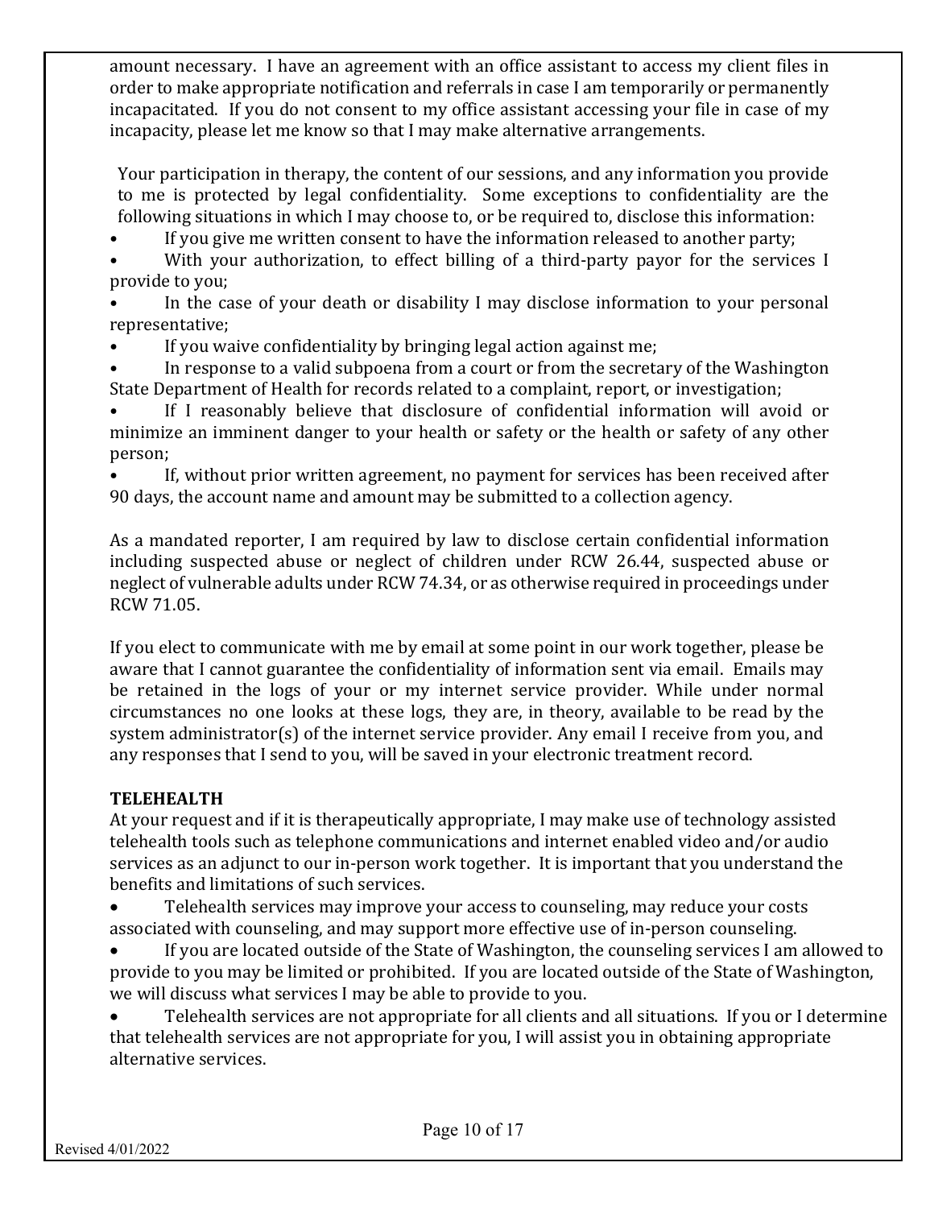amount necessary. I have an agreement with an office assistant to access my client files in order to make appropriate notification and referrals in case I am temporarily or permanently incapacitated. If you do not consent to my office assistant accessing your file in case of my incapacity, please let me know so that I may make alternative arrangements.

Your participation in therapy, the content of our sessions, and any information you provide to me is protected by legal confidentiality. Some exceptions to confidentiality are the following situations in which I may choose to, or be required to, disclose this information:

- If you give me written consent to have the information released to another party;
- With your authorization, to effect billing of a third-party payor for the services I provide to you;
- In the case of your death or disability I may disclose information to your personal representative;
- If you waive confidentiality by bringing legal action against me;
- In response to a valid subpoena from a court or from the secretary of the Washington State Department of Health for records related to a complaint, report, or investigation;
- If I reasonably believe that disclosure of confidential information will avoid or minimize an imminent danger to your health or safety or the health or safety of any other person;
- If, without prior written agreement, no payment for services has been received after 90 days, the account name and amount may be submitted to a collection agency.

As a mandated reporter, I am required by law to disclose certain confidential information including suspected abuse or neglect of children under RCW 26.44, suspected abuse or neglect of vulnerable adults under RCW 74.34, or as otherwise required in proceedings under RCW 71.05.

If you elect to communicate with me by email at some point in our work together, please be aware that I cannot guarantee the confidentiality of information sent via email. Emails may be retained in the logs of your or my internet service provider. While under normal circumstances no one looks at these logs, they are, in theory, available to be read by the system administrator(s) of the internet service provider. Any email I receive from you, and any responses that I send to you, will be saved in your electronic treatment record.

**TELEHEALTH**

At your request and if it is therapeutically appropriate, I may make use of technology assisted telehealth tools such as telephone communications and internet enabled video and/or audio services as an adjunct to our in-person work together. It is important that you understand the benefits and limitations of such services.

- Telehealth services may improve your access to counseling, may reduce your costs associated with counseling, and may support more effective use of in-person counseling.
- If you are located outside of the State of Washington, the counseling services I am allowed to provide to you may be limited or prohibited. If you are located outside of the State of Washington, we will discuss what services I may be able to provide to you.
- Telehealth services are not appropriate for all clients and all situations. If you or I determine that telehealth services are not appropriate for you, I will assist you in obtaining appropriate alternative services.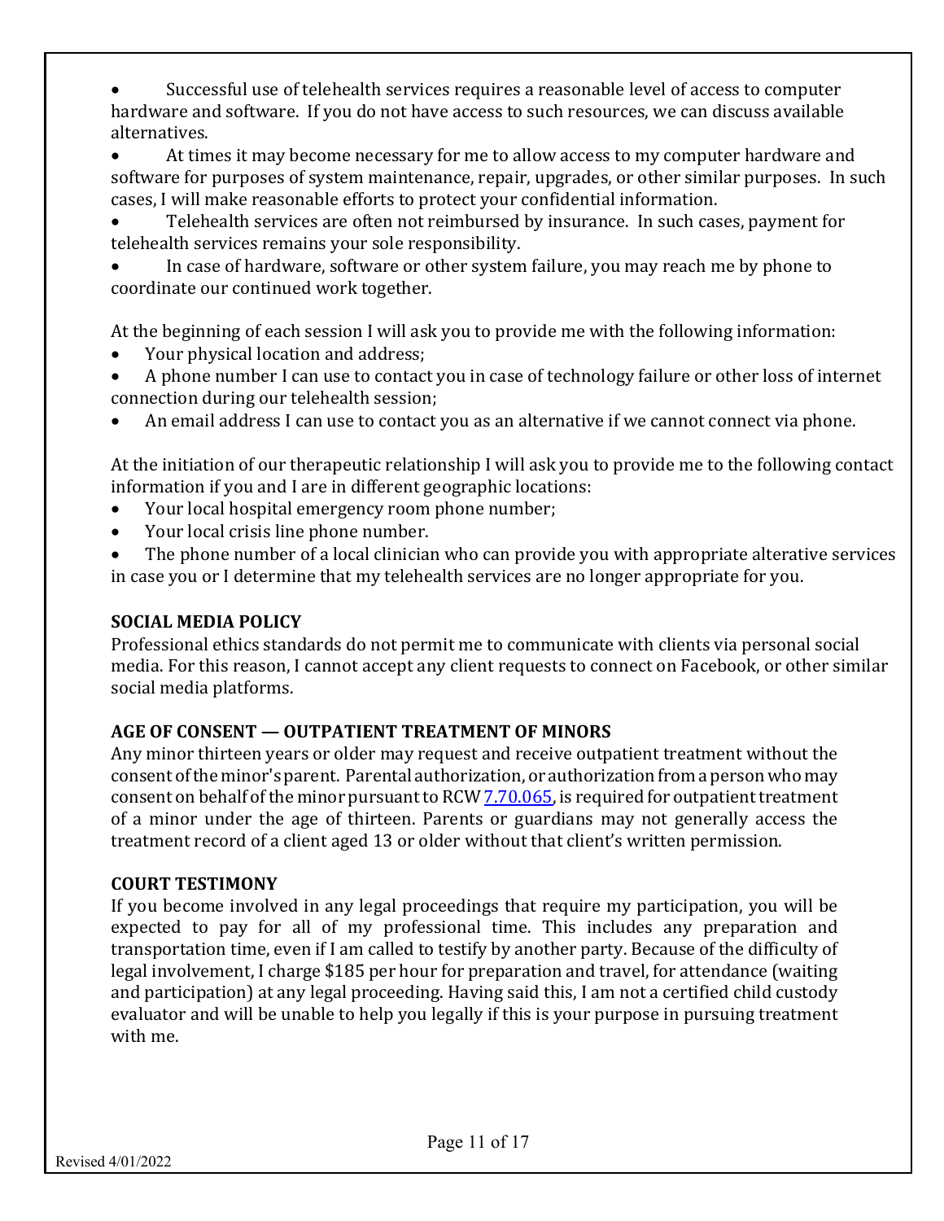- Successful use of telehealth services requires a reasonable level of access to computer hardware and software. If you do not have access to such resources, we can discuss available alternatives.
- At times it may become necessary for me to allow access to my computer hardware and software for purposes of system maintenance, repair, upgrades, or other similar purposes. In such cases, I will make reasonable efforts to protect your confidential information.
- Telehealth services are often not reimbursed by insurance. In such cases, payment for telehealth services remains your sole responsibility.
- In case of hardware, software or other system failure, you may reach me by phone to coordinate our continued work together.

At the beginning of each session I will ask you to provide me with the following information:

- Your physical location and address;
- A phone number I can use to contact you in case of technology failure or other loss of internet connection during our telehealth session;
- An email address I can use to contact you as an alternative if we cannot connect via phone.

At the initiation of our therapeutic relationship I will ask you to provide me to the following contact information if you and I are in different geographic locations:

- Your local hospital emergency room phone number;
- Your local crisis line phone number.
- The phone number of a local clinician who can provide you with appropriate alterative services in case you or I determine that my telehealth services are no longer appropriate for you.

**SOCIAL MEDIA POLICY**

Professional ethics standards do not permit me to communicate with clients via personal social media. For this reason, I cannot accept any client requests to connect on Facebook, or other similar social media platforms.

**AGE OF CONSENT — OUTPATIENT TREATMENT OF MINORS**

Any minor thirteen years or older may request and receive outpatient treatment without the consent of the minor's parent. Parental authorization, or authorization from a person who may consent on behalf of the minor pursuant to RCW 7.70.065, is required for outpatient treatment of a minor under the age of thirteen. Parents or guardians may not generally access the treatment record of a client aged 13 or older without that client's written permission.

**COURT TESTIMONY**

If you become involved in any legal proceedings that require my participation, you will be expected to pay for all of my professional time. This includes any preparation and transportation time, even if I am called to testify by another party. Because of the difficulty of legal involvement, I charge $185 per hour for preparation and travel, for attendance (waiting and participation) at any legal proceeding. Having said this, I am not a certified child custody evaluator and will be unable to help you legally if this is your purpose in pursuing treatment with me.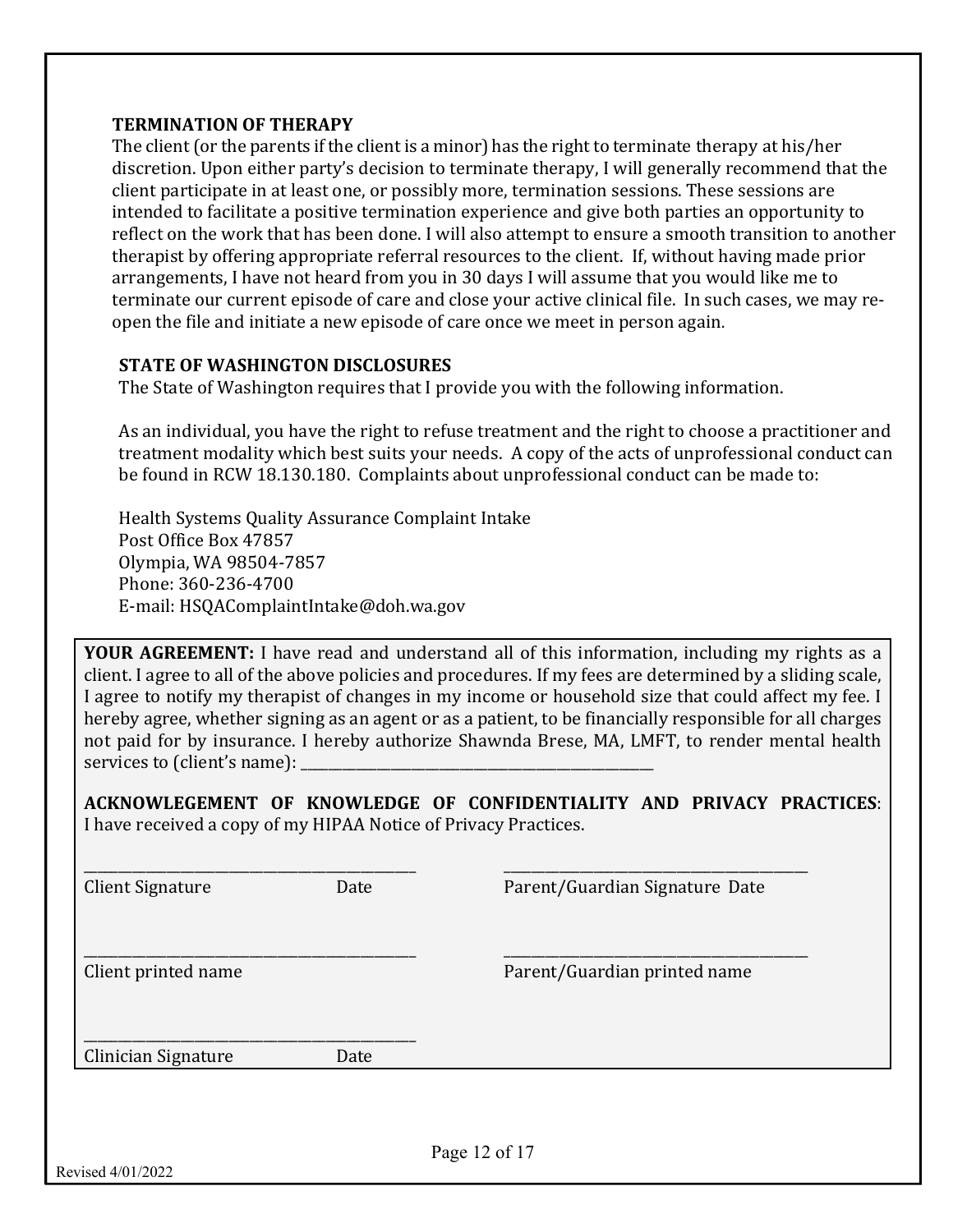**TERMINATION OF THERAPY**

The client (or the parents if the client is a minor) has the right to terminate therapy at his/her discretion. Upon either party's decision to terminate therapy, I will generally recommend that the client participate in at least one, or possibly more, termination sessions. These sessions are intended to facilitate a positive termination experience and give both parties an opportunity to reflect on the work that has been done. I will also attempt to ensure a smooth transition to another therapist by offering appropriate referral resources to the client. If, without having made prior arrangements, I have not heard from you in 30 days I will assume that you would like me to terminate our current episode of care and close your active clinical file. In such cases, we may re-open the file and initiate a new episode of care once we meet in person again.

**STATE OF WASHINGTON DISCLOSURES**

The State of Washington requires that I provide you with the following information.

As an individual, you have the right to refuse treatment and the right to choose a practitioner and treatment modality which best suits your needs. A copy of the acts of unprofessional conduct can be found in RCW 18.130.180. Complaints about unprofessional conduct can be made to:

Health Systems Quality Assurance Complaint Intake
Post Office Box 47857
Olympia, WA 98504-7857
Phone: 360-236-4700
E-mail: HSQAComplaintIntake@doh.wa.gov

**YOUR AGREEMENT:** I have read and understand all of this information, including my rights as a client. I agree to all of the above policies and procedures. If my fees are determined by a sliding scale, I agree to notify my therapist of changes in my income or household size that could affect my fee. I hereby agree, whether signing as an agent or as a patient, to be financially responsible for all charges not paid for by insurance. I hereby authorize Shawnda Brese, MA, LMFT, to render mental health services to (client's name): ______________________________

**ACKNOWLEGEMENT OF KNOWLEDGE OF CONFIDENTIALITY AND PRIVACY PRACTICES**: I have received a copy of my HIPAA Notice of Privacy Practices.

______________________________ ______________________________
Client Signature Date Parent/Guardian Signature Date

______________________________ ______________________________
Client printed name Parent/Guardian printed name

______________________________
Clinician Signature Date

Revised 4/01/2022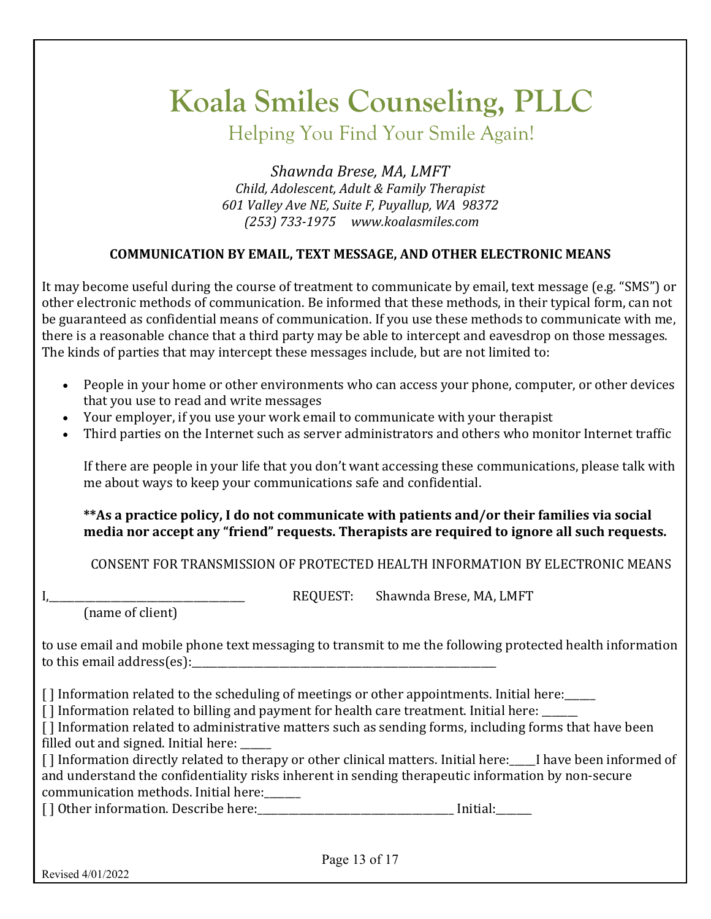# Koala Smiles Counseling, PLLC

Helping You Find Your Smile Again!

*Shawnda Brese, MA, LMFT*
*Child, Adolescent, Adult & Family Therapist*
*601 Valley Ave NE, Suite F, Puyallup, WA 98372*
*(253) 733-1975 www.koalasmiles.com*

**COMMUNICATION BY EMAIL, TEXT MESSAGE, AND OTHER ELECTRONIC MEANS**

It may become useful during the course of treatment to communicate by email, text message (e.g. "SMS") or other electronic methods of communication. Be informed that these methods, in their typical form, can not be guaranteed as confidential means of communication. If you use these methods to communicate with me, there is a reasonable chance that a third party may be able to intercept and eavesdrop on those messages. The kinds of parties that may intercept these messages include, but are not limited to:

- People in your home or other environments who can access your phone, computer, or other devices that you use to read and write messages
- Your employer, if you use your work email to communicate with your therapist
- Third parties on the Internet such as server administrators and others who monitor Internet traffic

If there are people in your life that you don't want accessing these communications, please talk with me about ways to keep your communications safe and confidential.

**\*\*As a practice policy, I do not communicate with patients and/or their families via social media nor accept any "friend" requests. Therapists are required to ignore all such requests.**

CONSENT FOR TRANSMISSION OF PROTECTED HEALTH INFORMATION BY ELECTRONIC MEANS

I,____________________________________ REQUEST: Shawnda Brese, MA, LMFT
(name of client)

to use email and mobile phone text messaging to transmit to me the following protected health information to this email address(es):___________________________________________________________

[ ] Information related to the scheduling of meetings or other appointments. Initial here:______
[ ] Information related to billing and payment for health care treatment. Initial here: _______
[ ] Information related to administrative matters such as sending forms, including forms that have been filled out and signed. Initial here: ______
[ ] Information directly related to therapy or other clinical matters. Initial here:_____I have been informed of and understand the confidentiality risks inherent in sending therapeutic information by non-secure communication methods. Initial here:_______
[ ] Other information. Describe here:____________________________________ Initial:_______

Revised 4/01/2022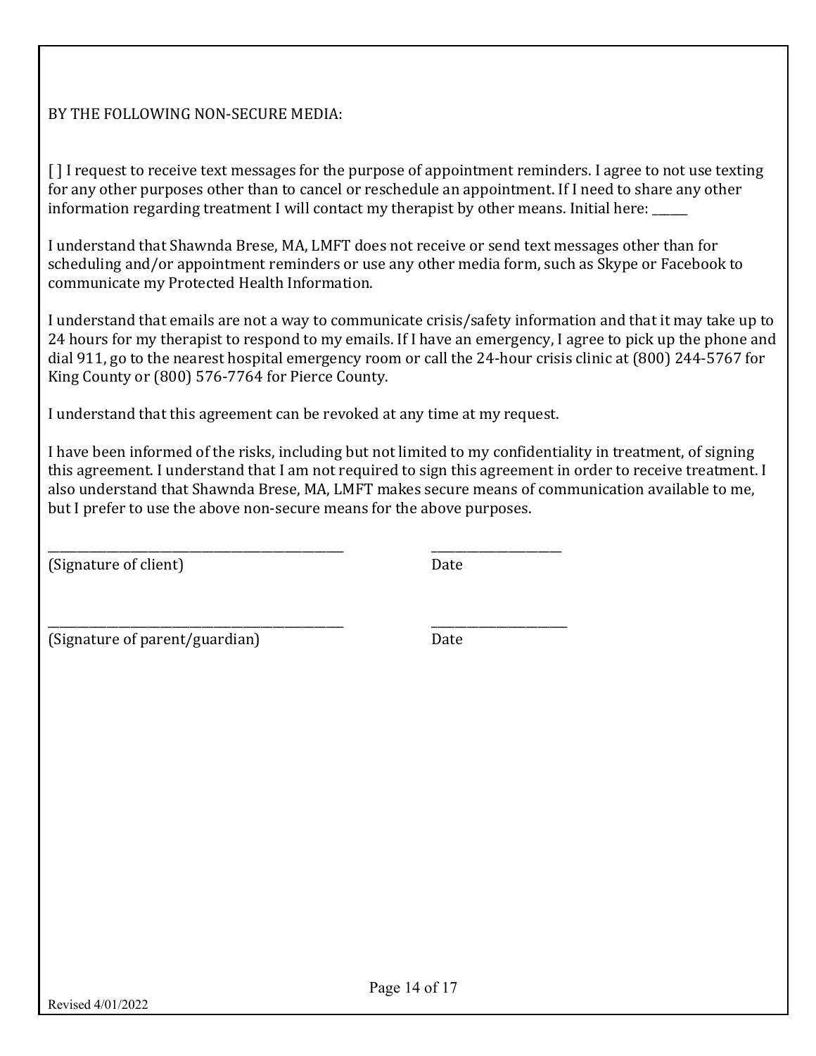BY THE FOLLOWING NON-SECURE MEDIA:

[ ] I request to receive text messages for the purpose of appointment reminders. I agree to not use texting for any other purposes other than to cancel or reschedule an appointment. If I need to share any other information regarding treatment I will contact my therapist by other means. Initial here: ______

I understand that Shawnda Brese, MA, LMFT does not receive or send text messages other than for scheduling and/or appointment reminders or use any other media form, such as Skype or Facebook to communicate my Protected Health Information.

I understand that emails are not a way to communicate crisis/safety information and that it may take up to 24 hours for my therapist to respond to my emails. If I have an emergency, I agree to pick up the phone and dial 911, go to the nearest hospital emergency room or call the 24-hour crisis clinic at (800) 244-5767 for King County or (800) 576-7764 for Pierce County.

I understand that this agreement can be revoked at any time at my request.

I have been informed of the risks, including but not limited to my confidentiality in treatment, of signing this agreement. I understand that I am not required to sign this agreement in order to receive treatment. I also understand that Shawnda Brese, MA, LMFT makes secure means of communication available to me, but I prefer to use the above non-secure means for the above purposes.

_________________________________________________ ______________________
(Signature of client) Date

_________________________________________________ ______________________
(Signature of parent/guardian) Date

Revised 4/01/2022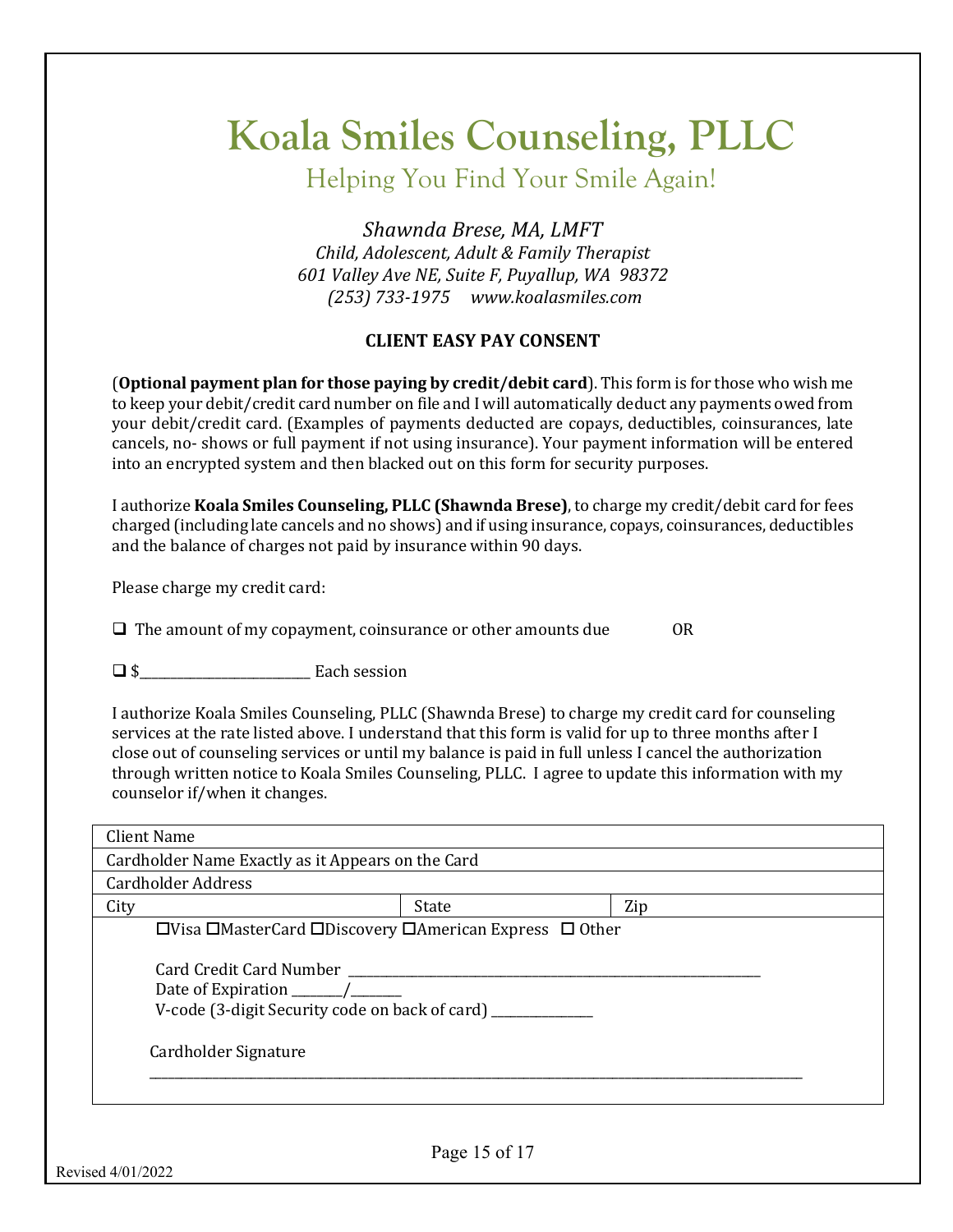# Koala Smiles Counseling, PLLC

## Helping You Find Your Smile Again!

*Shawnda Brese, MA, LMFT*
*Child, Adolescent, Adult & Family Therapist*
*601 Valley Ave NE, Suite F, Puyallup, WA 98372*
*(253) 733-1975 www.koalasmiles.com*

### CLIENT EASY PAY CONSENT

(**Optional payment plan for those paying by credit/debit card**). This form is for those who wish me to keep your debit/credit card number on file and I will automatically deduct any payments owed from your debit/credit card. (Examples of payments deducted are copays, deductibles, coinsurances, late cancels, no- shows or full payment if not using insurance). Your payment information will be entered into an encrypted system and then blacked out on this form for security purposes.

I authorize **Koala Smiles Counseling, PLLC (Shawnda Brese)**, to charge my credit/debit card for fees charged (including late cancels and no shows) and if using insurance, copays, coinsurances, deductibles and the balance of charges not paid by insurance within 90 days.

Please charge my credit card:

❑ The amount of my copayment, coinsurance or other amounts due OR

❑ $________________________ Each session

I authorize Koala Smiles Counseling, PLLC (Shawnda Brese) to charge my credit card for counseling services at the rate listed above. I understand that this form is valid for up to three months after I close out of counseling services or until my balance is paid in full unless I cancel the authorization through written notice to Koala Smiles Counseling, PLLC. I agree to update this information with my counselor if/when it changes.

| Client Name | | |
|---|---|---|
| Cardholder Name Exactly as it Appears on the Card | | |
| Cardholder Address | | |
| City | State | Zip |

☐Visa ☐MasterCard ☐Discovery ☐American Express ☐ Other

Card Credit Card Number ____________________________________________

Date of Expiration _______/_______

V-code (3-digit Security code on back of card) ______________

Cardholder Signature

_____________________________________________________________________

Revised 4/01/2022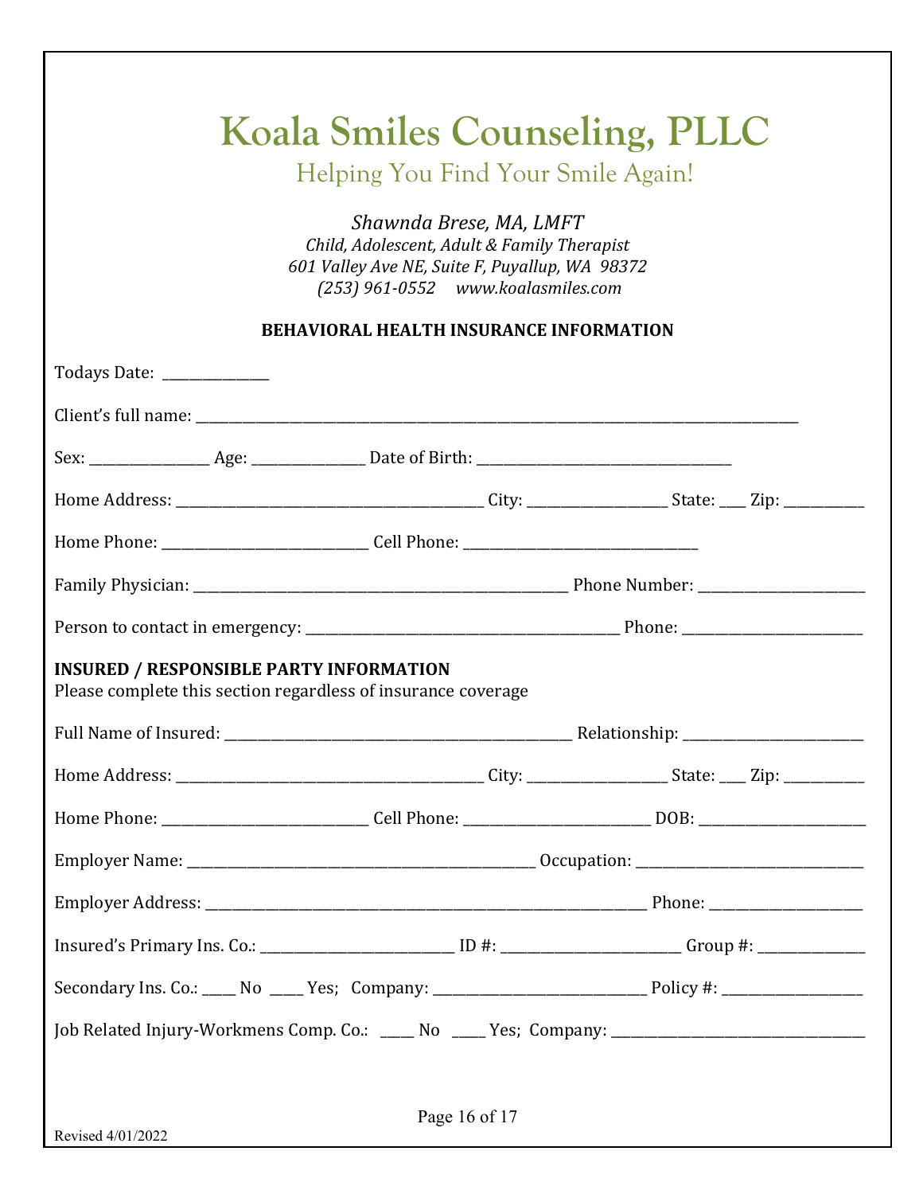# Koala Smiles Counseling, PLLC

Helping You Find Your Smile Again!

*Shawnda Brese, MA, LMFT*
*Child, Adolescent, Adult & Family Therapist*
*601 Valley Ave NE, Suite F, Puyallup, WA 98372*
*(253) 961-0552 www.koalasmiles.com*

**BEHAVIORAL HEALTH INSURANCE INFORMATION**

Todays Date: _______________

Client's full name: ________________________________________________________________________________________

Sex: ________________ Age: ________________ Date of Birth: ____________________________________

Home Address: ____________________________________________ City: ___________________ State: ___ Zip: ___________

Home Phone: _____________________________ Cell Phone: ________________________________

Family Physician: _____________________________________________________ Phone Number: _______________________

Person to contact in emergency: ____________________________________________ Phone: __________________________

**INSURED / RESPONSIBLE PARTY INFORMATION**
Please complete this section regardless of insurance coverage

Full Name of Insured: _________________________________________________ Relationship: _________________________

Home Address: ____________________________________________ City: ___________________ State: ___ Zip: ___________

Home Phone: _____________________________ Cell Phone: __________________________ DOB: ________________________

Employer Name: ________________________________________________ Occupation: ________________________________

Employer Address: ______________________________________________________________ Phone: ______________________

Insured's Primary Ins. Co.: ___________________________ ID #: _________________________ Group #: _______________

Secondary Ins. Co.: _____ No _____ Yes; Company: ______________________________ Policy #: ___________________

Job Related Injury-Workmens Comp. Co.: _____ No _____ Yes; Company: ____________________________________

Revised 4/01/2022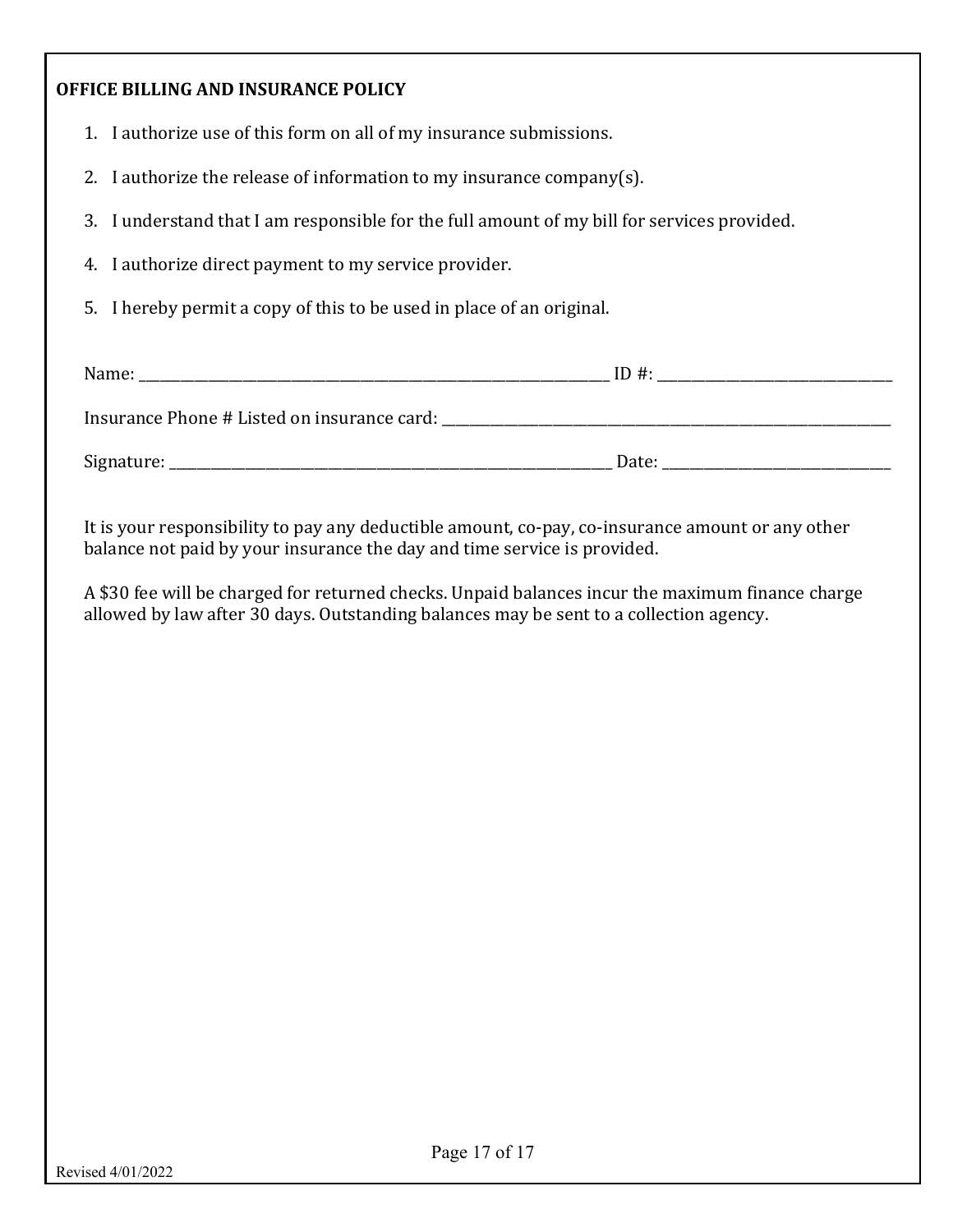**OFFICE BILLING AND INSURANCE POLICY**

1. I authorize use of this form on all of my insurance submissions.
2. I authorize the release of information to my insurance company(s).
3. I understand that I am responsible for the full amount of my bill for services provided.
4. I authorize direct payment to my service provider.
5. I hereby permit a copy of this to be used in place of an original.

Name: _______________________________________________ ID #: _________________________

Insurance Phone # Listed on insurance card: _______________________________________________

Signature: _____________________________________________ Date: _________________________

It is your responsibility to pay any deductible amount, co-pay, co-insurance amount or any other balance not paid by your insurance the day and time service is provided.

A $30 fee will be charged for returned checks. Unpaid balances incur the maximum finance charge allowed by law after 30 days. Outstanding balances may be sent to a collection agency.

Revised 4/01/2022